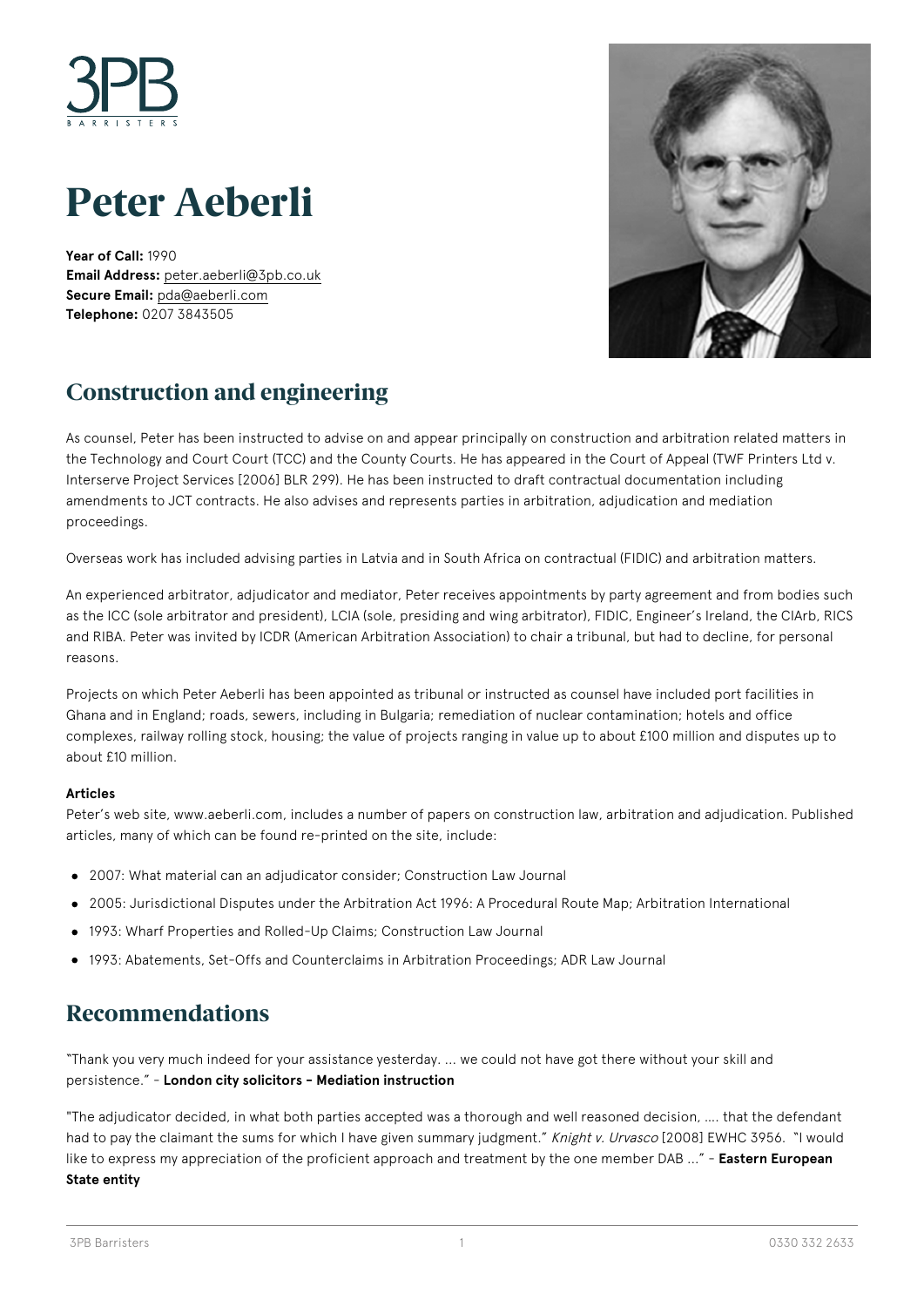# Peter Aeberli

**Year of Call:** 1990
**Email Address:** peter.aeberli@3pb.co.uk
**Secure Email:** pda@aeberli.com
**Telephone:** 0207 3843505

## Construction and engineering

As counsel, Peter has been instructed to advise on and appear principally on construction and arbitration related matters in the Technology and Court Court (TCC) and the County Courts. He has appeared in the Court of Appeal (TWF Printers Ltd v. Interserve Project Services [2006] BLR 299). He has been instructed to draft contractual documentation including amendments to JCT contracts. He also advises and represents parties in arbitration, adjudication and mediation proceedings.

Overseas work has included advising parties in Latvia and in South Africa on contractual (FIDIC) and arbitration matters.

An experienced arbitrator, adjudicator and mediator, Peter receives appointments by party agreement and from bodies such as the ICC (sole arbitrator and president), LCIA (sole, presiding and wing arbitrator), FIDIC, Engineer's Ireland, the CIArb, RICS and RIBA. Peter was invited by ICDR (American Arbitration Association) to chair a tribunal, but had to decline, for personal reasons.

Projects on which Peter Aeberli has been appointed as tribunal or instructed as counsel have included port facilities in Ghana and in England; roads, sewers, including in Bulgaria; remediation of nuclear contamination; hotels and office complexes, railway rolling stock, housing; the value of projects ranging in value up to about £100 million and disputes up to about £10 million.

**Articles**
Peter's web site, www.aeberli.com, includes a number of papers on construction law, arbitration and adjudication. Published articles, many of which can be found re-printed on the site, include:

- 2007: What material can an adjudicator consider; Construction Law Journal
- 2005: Jurisdictional Disputes under the Arbitration Act 1996: A Procedural Route Map; Arbitration International
- 1993: Wharf Properties and Rolled-Up Claims; Construction Law Journal
- 1993: Abatements, Set-Offs and Counterclaims in Arbitration Proceedings; ADR Law Journal

## Recommendations

"Thank you very much indeed for your assistance yesterday. ... we could not have got there without your skill and persistence." – **London city solicitors – Mediation instruction**

"The adjudicator decided, in what both parties accepted was a thorough and well reasoned decision, .... that the defendant had to pay the claimant the sums for which I have given summary judgment." *Knight v. Urvasco* [2008] EWHC 3956. "I would like to express my appreciation of the proficient approach and treatment by the one member DAB ..." – **Eastern European State entity**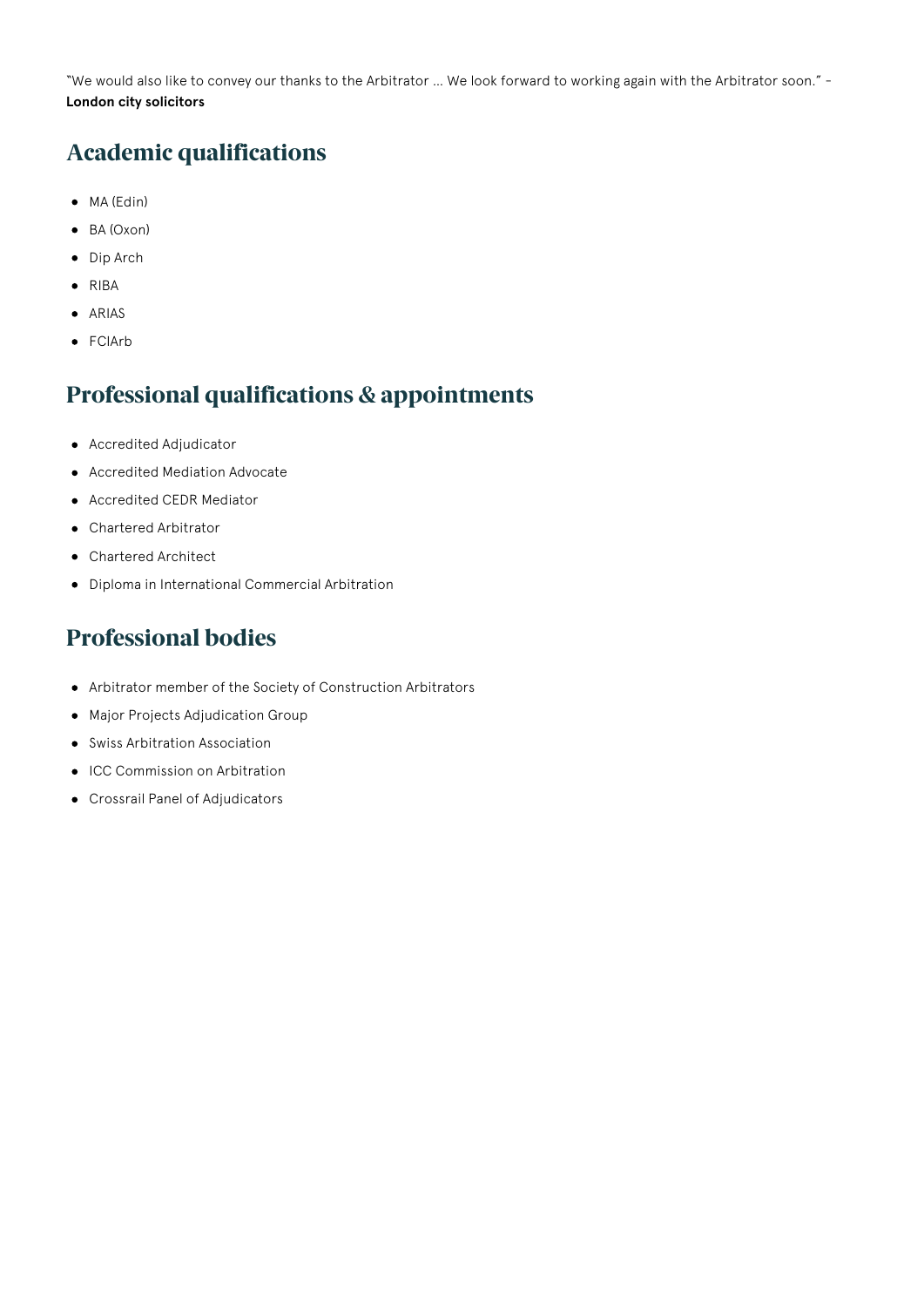"We would also like to convey our thanks to the Arbitrator ... We look forward to working again with the Arbitrator soon." - **London city solicitors**

## Academic qualifications

- MA (Edin)
- BA (Oxon)
- Dip Arch
- RIBA
- ARIAS
- FCIArb

## Professional qualifications & appointments

- Accredited Adjudicator
- Accredited Mediation Advocate
- Accredited CEDR Mediator
- Chartered Arbitrator
- Chartered Architect
- Diploma in International Commercial Arbitration

## Professional bodies

- Arbitrator member of the Society of Construction Arbitrators
- Major Projects Adjudication Group
- Swiss Arbitration Association
- ICC Commission on Arbitration
- Crossrail Panel of Adjudicators